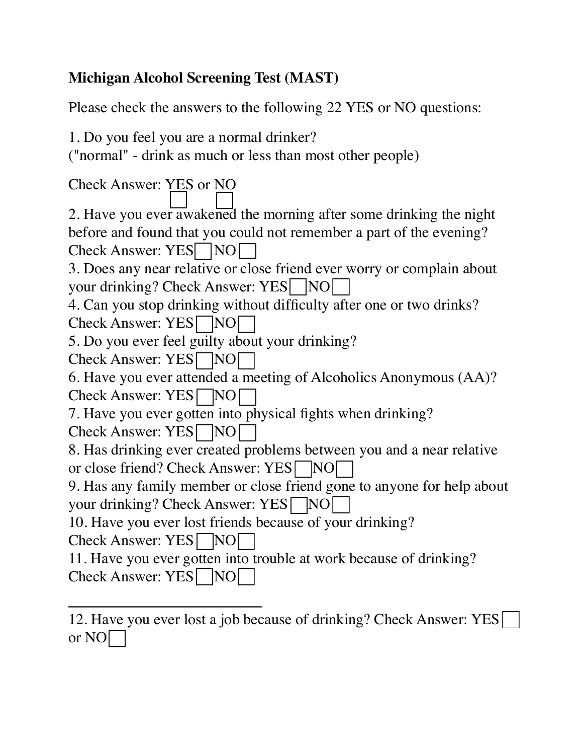# Michigan Alcohol Screening Test (MAST)

Please check the answers to the following 22 YES or NO questions:

1. Do you feel you are a normal drinker?
("normal" - drink as much or less than most other people)

Check Answer: YES ☐ or NO ☐

2. Have you ever awakened the morning after some drinking the night before and found that you could not remember a part of the evening?
Check Answer: YES ☐ NO ☐

3. Does any near relative or close friend ever worry or complain about your drinking? Check Answer: YES ☐ NO ☐

4. Can you stop drinking without difficulty after one or two drinks?
Check Answer: YES ☐ NO ☐

5. Do you ever feel guilty about your drinking?
Check Answer: YES ☐ NO ☐

6. Have you ever attended a meeting of Alcoholics Anonymous (AA)?
Check Answer: YES ☐ NO ☐

7. Have you ever gotten into physical fights when drinking?
Check Answer: YES ☐ NO ☐

8. Has drinking ever created problems between you and a near relative or close friend? Check Answer: YES ☐ NO ☐

9. Has any family member or close friend gone to anyone for help about your drinking? Check Answer: YES ☐ NO ☐

10. Have you ever lost friends because of your drinking?
Check Answer: YES ☐ NO ☐

11. Have you ever gotten into trouble at work because of drinking?
Check Answer: YES ☐ NO ☐

---

12. Have you ever lost a job because of drinking? Check Answer: YES ☐ or NO ☐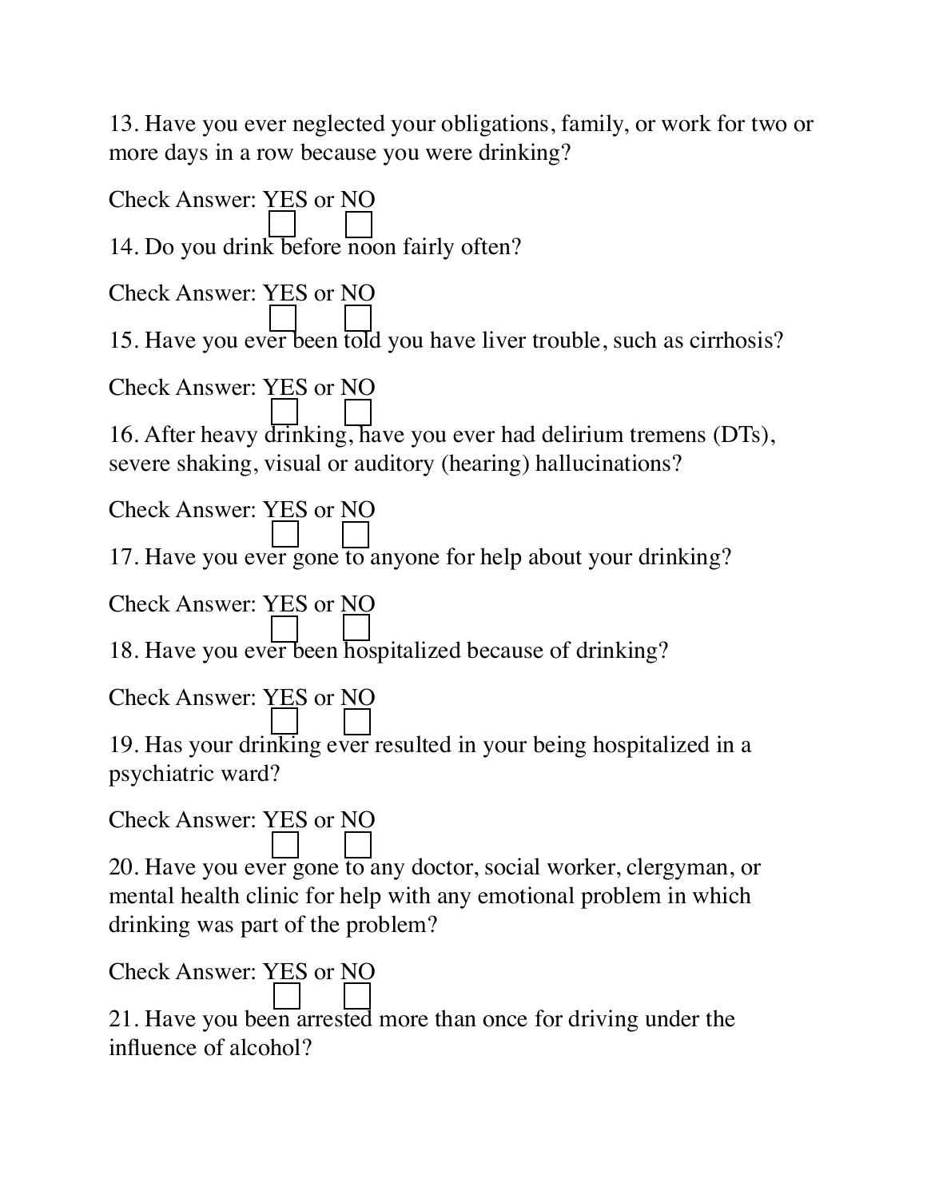13. Have you ever neglected your obligations, family, or work for two or more days in a row because you were drinking?

Check Answer: YES or NO

14. Do you drink before noon fairly often?

Check Answer: YES or NO

15. Have you ever been told you have liver trouble, such as cirrhosis?

Check Answer: YES or NO

16. After heavy drinking, have you ever had delirium tremens (DTs), severe shaking, visual or auditory (hearing) hallucinations?

Check Answer: YES or NO

17. Have you ever gone to anyone for help about your drinking?

Check Answer: YES or NO

18. Have you ever been hospitalized because of drinking?

Check Answer: YES or NO

19. Has your drinking ever resulted in your being hospitalized in a psychiatric ward?

Check Answer: YES or NO

20. Have you ever gone to any doctor, social worker, clergyman, or mental health clinic for help with any emotional problem in which drinking was part of the problem?

Check Answer: YES or NO

21. Have you been arrested more than once for driving under the influence of alcohol?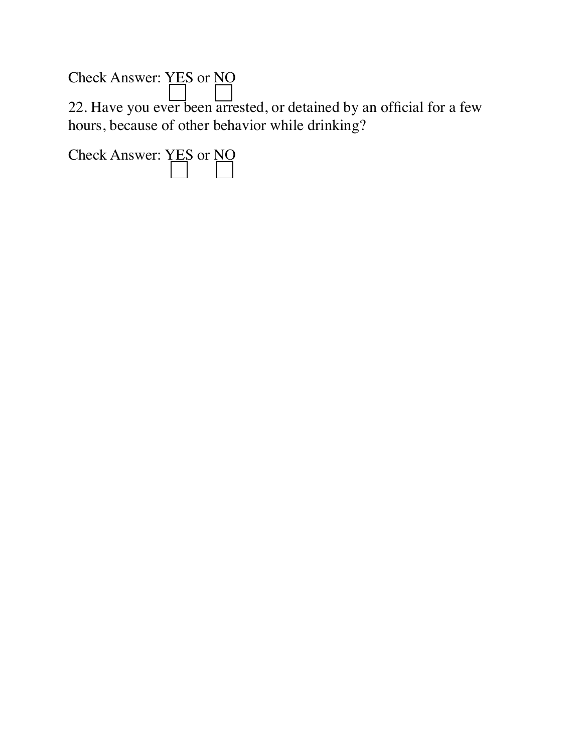Check Answer: YES ☐ or NO ☐

22. Have you ever been arrested, or detained by an official for a few hours, because of other behavior while drinking?

Check Answer: YES ☐ or NO ☐